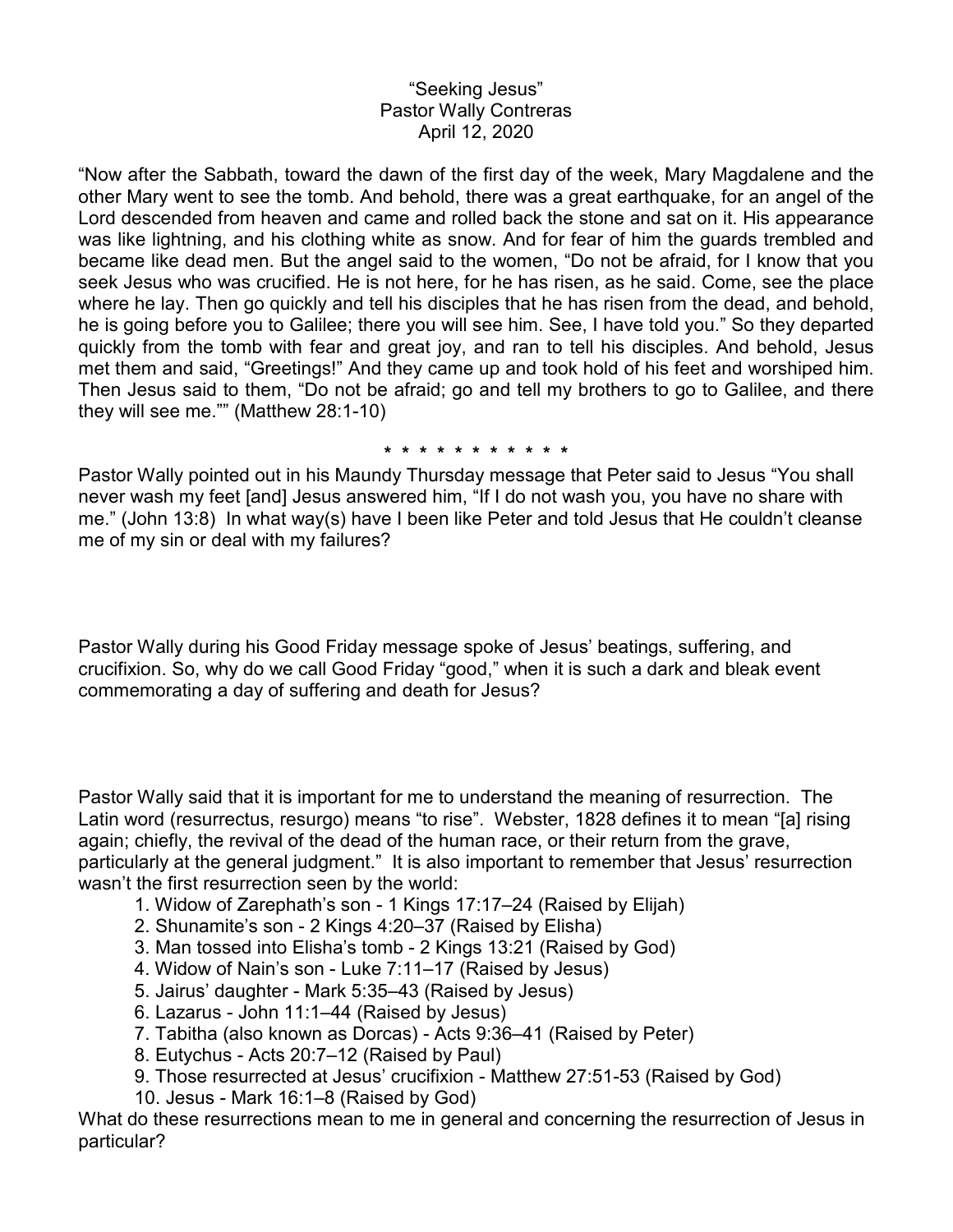“Seeking Jesus”
Pastor Wally Contreras
April 12, 2020

“Now after the Sabbath, toward the dawn of the first day of the week, Mary Magdalene and the other Mary went to see the tomb. And behold, there was a great earthquake, for an angel of the Lord descended from heaven and came and rolled back the stone and sat on it. His appearance was like lightning, and his clothing white as snow. And for fear of him the guards trembled and became like dead men. But the angel said to the women, “Do not be afraid, for I know that you seek Jesus who was crucified. He is not here, for he has risen, as he said. Come, see the place where he lay. Then go quickly and tell his disciples that he has risen from the dead, and behold, he is going before you to Galilee; there you will see him. See, I have told you.” So they departed quickly from the tomb with fear and great joy, and ran to tell his disciples. And behold, Jesus met them and said, “Greetings!” And they came up and took hold of his feet and worshiped him. Then Jesus said to them, “Do not be afraid; go and tell my brothers to go to Galilee, and there they will see me.”” (Matthew 28:1-10)

\* \* \* \* \* \* \* \* \* \* \* \*

Pastor Wally pointed out in his Maundy Thursday message that Peter said to Jesus “You shall never wash my feet [and] Jesus answered him, “If I do not wash you, you have no share with me.” (John 13:8) In what way(s) have I been like Peter and told Jesus that He couldn’t cleanse me of my sin or deal with my failures?

Pastor Wally during his Good Friday message spoke of Jesus’ beatings, suffering, and crucifixion. So, why do we call Good Friday “good,” when it is such a dark and bleak event commemorating a day of suffering and death for Jesus?

Pastor Wally said that it is important for me to understand the meaning of resurrection. The Latin word (resurrectus, resurgo) means “to rise”. Webster, 1828 defines it to mean “[a] rising again; chiefly, the revival of the dead of the human race, or their return from the grave, particularly at the general judgment.” It is also important to remember that Jesus’ resurrection wasn’t the first resurrection seen by the world:

1. Widow of Zarephath’s son - 1 Kings 17:17–24 (Raised by Elijah)
2. Shunamite’s son - 2 Kings 4:20–37 (Raised by Elisha)
3. Man tossed into Elisha’s tomb - 2 Kings 13:21 (Raised by God)
4. Widow of Nain’s son - Luke 7:11–17 (Raised by Jesus)
5. Jairus’ daughter - Mark 5:35–43 (Raised by Jesus)
6. Lazarus - John 11:1–44 (Raised by Jesus)
7. Tabitha (also known as Dorcas) - Acts 9:36–41 (Raised by Peter)
8. Eutychus - Acts 20:7–12 (Raised by Paul)
9. Those resurrected at Jesus’ crucifixion - Matthew 27:51-53 (Raised by God)
10. Jesus - Mark 16:1–8 (Raised by God)

What do these resurrections mean to me in general and concerning the resurrection of Jesus in particular?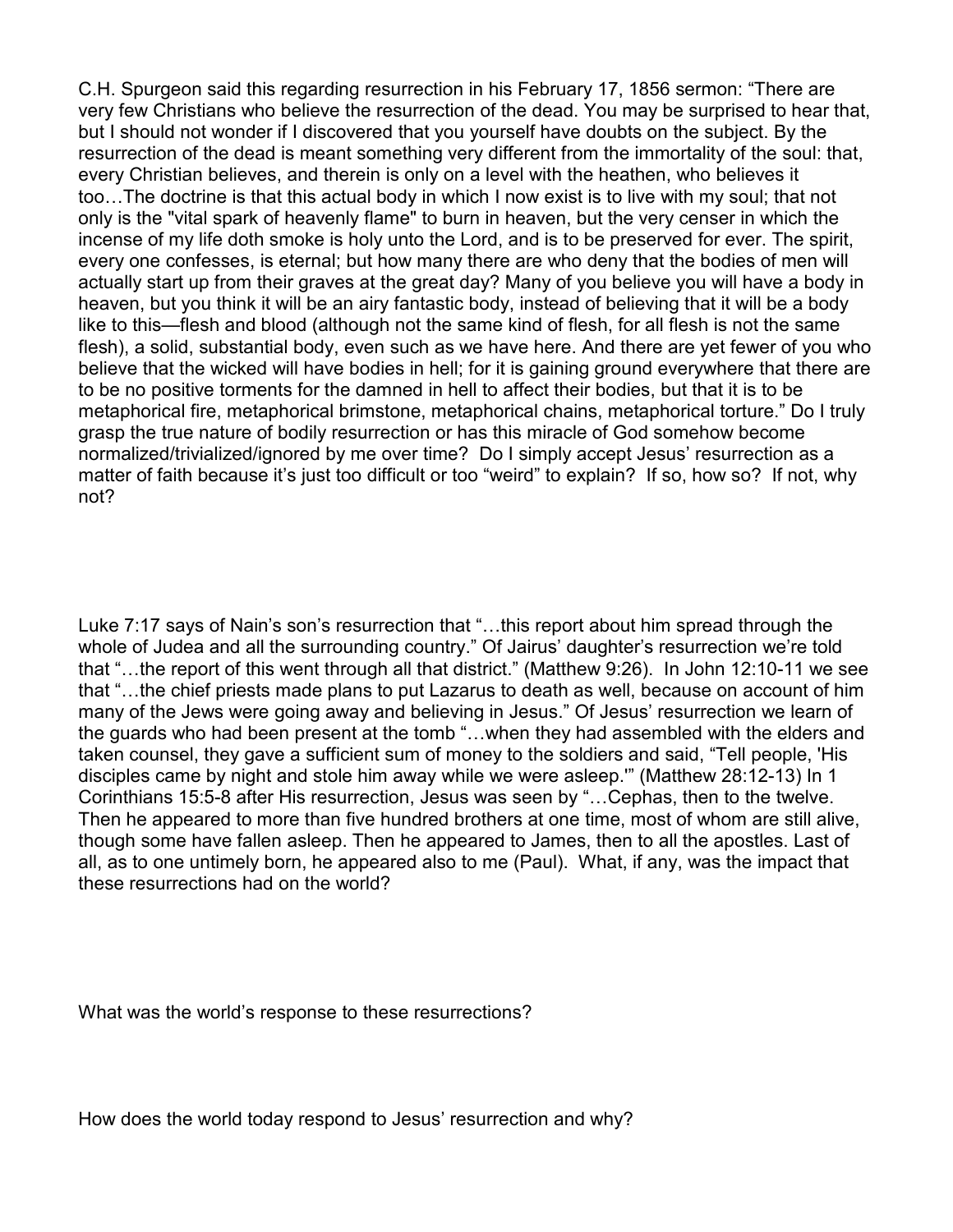C.H. Spurgeon said this regarding resurrection in his February 17, 1856 sermon: "There are very few Christians who believe the resurrection of the dead. You may be surprised to hear that, but I should not wonder if I discovered that you yourself have doubts on the subject. By the resurrection of the dead is meant something very different from the immortality of the soul: that, every Christian believes, and therein is only on a level with the heathen, who believes it too…The doctrine is that this actual body in which I now exist is to live with my soul; that not only is the "vital spark of heavenly flame" to burn in heaven, but the very censer in which the incense of my life doth smoke is holy unto the Lord, and is to be preserved for ever. The spirit, every one confesses, is eternal; but how many there are who deny that the bodies of men will actually start up from their graves at the great day? Many of you believe you will have a body in heaven, but you think it will be an airy fantastic body, instead of believing that it will be a body like to this—flesh and blood (although not the same kind of flesh, for all flesh is not the same flesh), a solid, substantial body, even such as we have here. And there are yet fewer of you who believe that the wicked will have bodies in hell; for it is gaining ground everywhere that there are to be no positive torments for the damned in hell to affect their bodies, but that it is to be metaphorical fire, metaphorical brimstone, metaphorical chains, metaphorical torture." Do I truly grasp the true nature of bodily resurrection or has this miracle of God somehow become normalized/trivialized/ignored by me over time? Do I simply accept Jesus' resurrection as a matter of faith because it's just too difficult or too "weird" to explain? If so, how so? If not, why not?

Luke 7:17 says of Nain's son's resurrection that "…this report about him spread through the whole of Judea and all the surrounding country." Of Jairus' daughter's resurrection we're told that "…the report of this went through all that district." (Matthew 9:26). In John 12:10-11 we see that "…the chief priests made plans to put Lazarus to death as well, because on account of him many of the Jews were going away and believing in Jesus." Of Jesus' resurrection we learn of the guards who had been present at the tomb "…when they had assembled with the elders and taken counsel, they gave a sufficient sum of money to the soldiers and said, "Tell people, 'His disciples came by night and stole him away while we were asleep.'" (Matthew 28:12-13) In 1 Corinthians 15:5-8 after His resurrection, Jesus was seen by "…Cephas, then to the twelve. Then he appeared to more than five hundred brothers at one time, most of whom are still alive, though some have fallen asleep. Then he appeared to James, then to all the apostles. Last of all, as to one untimely born, he appeared also to me (Paul). What, if any, was the impact that these resurrections had on the world?

What was the world's response to these resurrections?

How does the world today respond to Jesus' resurrection and why?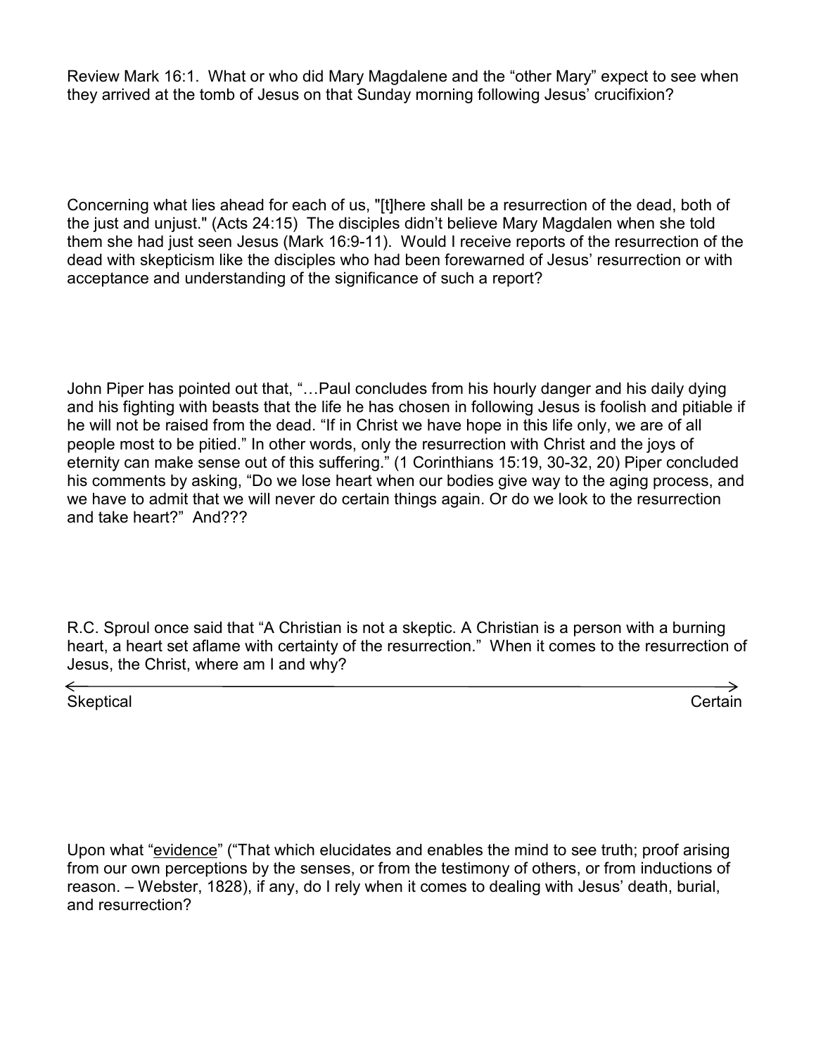Review Mark 16:1. What or who did Mary Magdalene and the "other Mary" expect to see when they arrived at the tomb of Jesus on that Sunday morning following Jesus' crucifixion?

Concerning what lies ahead for each of us, "[t]here shall be a resurrection of the dead, both of the just and unjust." (Acts 24:15) The disciples didn't believe Mary Magdalen when she told them she had just seen Jesus (Mark 16:9-11). Would I receive reports of the resurrection of the dead with skepticism like the disciples who had been forewarned of Jesus' resurrection or with acceptance and understanding of the significance of such a report?

John Piper has pointed out that, "…Paul concludes from his hourly danger and his daily dying and his fighting with beasts that the life he has chosen in following Jesus is foolish and pitiable if he will not be raised from the dead. "If in Christ we have hope in this life only, we are of all people most to be pitied." In other words, only the resurrection with Christ and the joys of eternity can make sense out of this suffering." (1 Corinthians 15:19, 30-32, 20) Piper concluded his comments by asking, "Do we lose heart when our bodies give way to the aging process, and we have to admit that we will never do certain things again. Or do we look to the resurrection and take heart?" And???

R.C. Sproul once said that "A Christian is not a skeptic. A Christian is a person with a burning heart, a heart set aflame with certainty of the resurrection." When it comes to the resurrection of Jesus, the Christ, where am I and why?

Skeptical ←————————————————————→ Certain

Upon what "evidence" ("That which elucidates and enables the mind to see truth; proof arising from our own perceptions by the senses, or from the testimony of others, or from inductions of reason. – Webster, 1828), if any, do I rely when it comes to dealing with Jesus' death, burial, and resurrection?